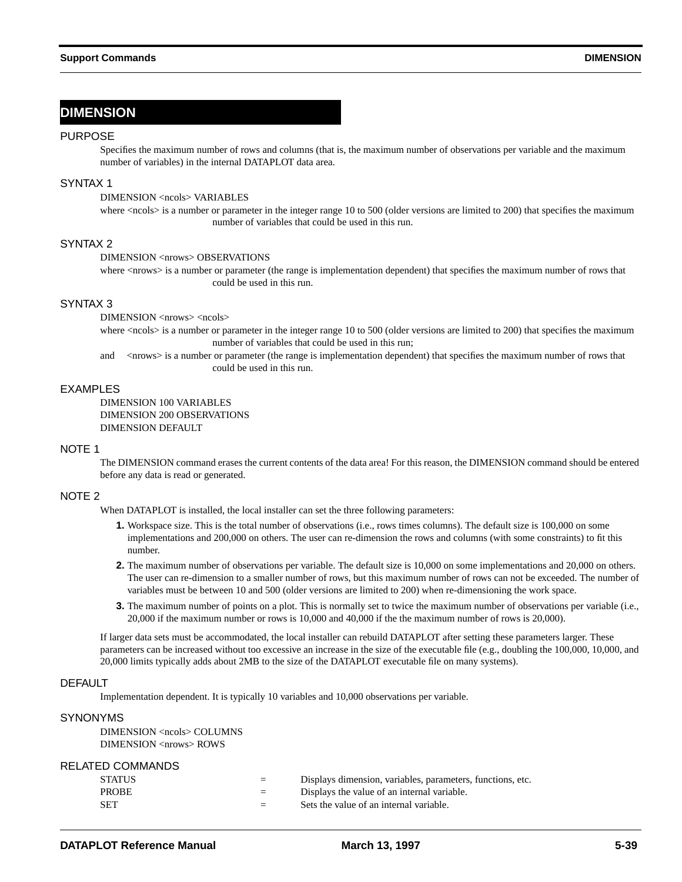# DIMENSION

## PURPOSE

Specifies the maximum number of rows and columns (that is, the maximum number of observations per variable and the maximum number of variables) in the internal DATAPLOT data area.

## SYNTAX 1

DIMENSION <ncols> VARIABLES

where <ncols> is a number or parameter in the integer range 10 to 500 (older versions are limited to 200) that specifies the maximum number of variables that could be used in this run.

## SYNTAX 2

DIMENSION <nrows> OBSERVATIONS

where <nrows> is a number or parameter (the range is implementation dependent) that specifies the maximum number of rows that could be used in this run.

## SYNTAX 3

DIMENSION <nrows> <ncols>

where <ncols> is a number or parameter in the integer range 10 to 500 (older versions are limited to 200) that specifies the maximum number of variables that could be used in this run;

and <nrows> is a number or parameter (the range is implementation dependent) that specifies the maximum number of rows that could be used in this run.

## EXAMPLES

DIMENSION 100 VARIABLES
DIMENSION 200 OBSERVATIONS
DIMENSION DEFAULT

## NOTE 1

The DIMENSION command erases the current contents of the data area! For this reason, the DIMENSION command should be entered before any data is read or generated.

## NOTE 2

When DATAPLOT is installed, the local installer can set the three following parameters:

1. Workspace size. This is the total number of observations (i.e., rows times columns). The default size is 100,000 on some implementations and 200,000 on others. The user can re-dimension the rows and columns (with some constraints) to fit this number.
2. The maximum number of observations per variable. The default size is 10,000 on some implementations and 20,000 on others. The user can re-dimension to a smaller number of rows, but this maximum number of rows can not be exceeded. The number of variables must be between 10 and 500 (older versions are limited to 200) when re-dimensioning the work space.
3. The maximum number of points on a plot. This is normally set to twice the maximum number of observations per variable (i.e., 20,000 if the maximum number or rows is 10,000 and 40,000 if the the maximum number of rows is 20,000).

If larger data sets must be accommodated, the local installer can rebuild DATAPLOT after setting these parameters larger. These parameters can be increased without too excessive an increase in the size of the executable file (e.g., doubling the 100,000, 10,000, and 20,000 limits typically adds about 2MB to the size of the DATAPLOT executable file on many systems).

## DEFAULT

Implementation dependent. It is typically 10 variables and 10,000 observations per variable.

## SYNONYMS

DIMENSION <ncols> COLUMNS
DIMENSION <nrows> ROWS

## RELATED COMMANDS

| | | |
|---|---|---|
| STATUS | = | Displays dimension, variables, parameters, functions, etc. |
| PROBE | = | Displays the value of an internal variable. |
| SET | = | Sets the value of an internal variable. |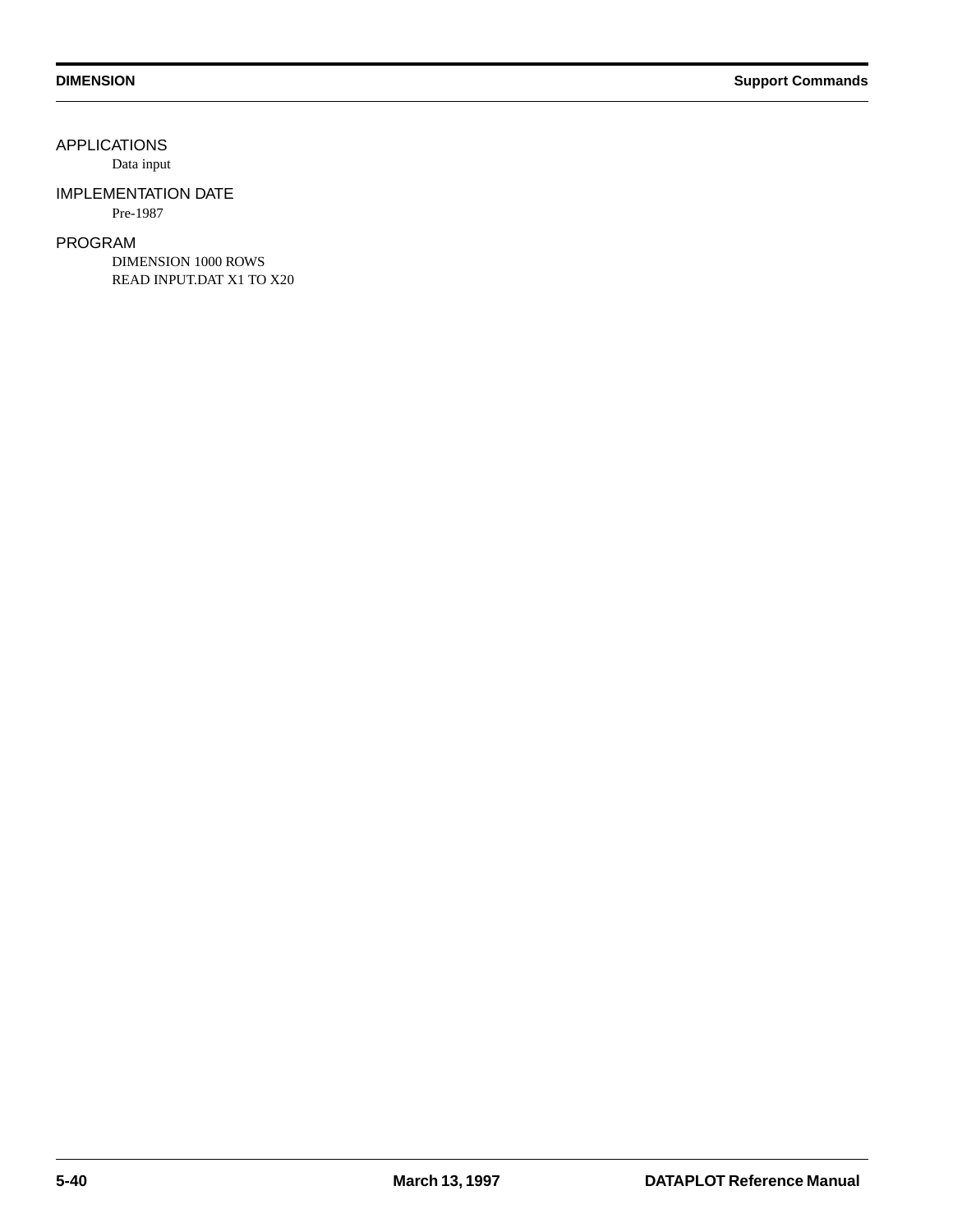## APPLICATIONS

Data input

## IMPLEMENTATION DATE

Pre-1987

## PROGRAM

```
DIMENSION 1000 ROWS
READ INPUT.DAT X1 TO X20
```